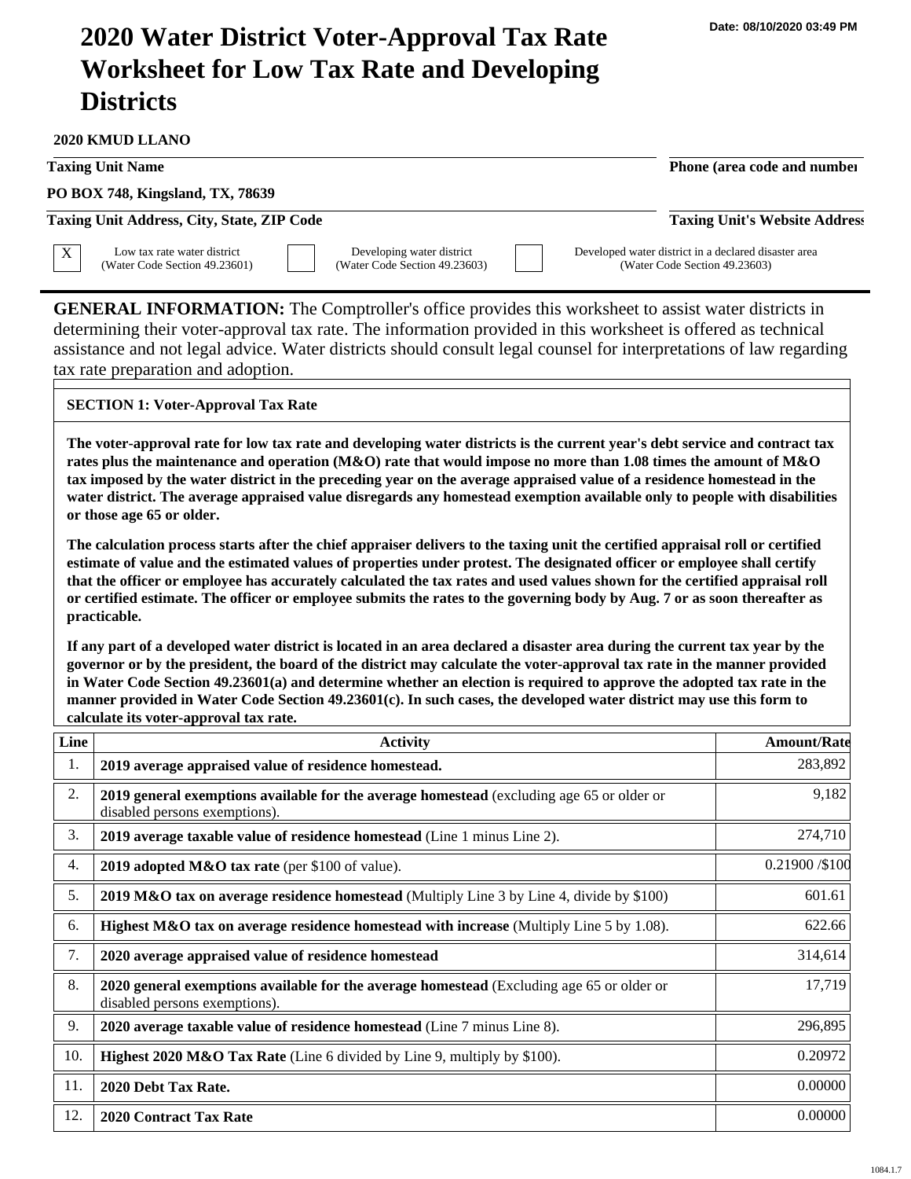Date: 08/10/2020 03:49 PM

# 2020 Water District Voter-Approval Tax Rate Worksheet for Low Tax Rate and Developing Districts

**2020 KMUD LLANO**

**Taxing Unit Name** | **Phone (area code and number)**

**PO BOX 748, Kingsland, TX, 78639**

**Taxing Unit Address, City, State, ZIP Code** | **Taxing Unit's Website Address**

- [X] Low tax rate water district (Water Code Section 49.23601)
- [ ] Developing water district (Water Code Section 49.23603)
- [ ] Developed water district in a declared disaster area (Water Code Section 49.23603)

**GENERAL INFORMATION:** The Comptroller's office provides this worksheet to assist water districts in determining their voter-approval tax rate. The information provided in this worksheet is offered as technical assistance and not legal advice. Water districts should consult legal counsel for interpretations of law regarding tax rate preparation and adoption.

## SECTION 1: Voter-Approval Tax Rate

**The voter-approval rate for low tax rate and developing water districts is the current year's debt service and contract tax rates plus the maintenance and operation (M&O) rate that would impose no more than 1.08 times the amount of M&O tax imposed by the water district in the preceding year on the average appraised value of a residence homestead in the water district. The average appraised value disregards any homestead exemption available only to people with disabilities or those age 65 or older.**

**The calculation process starts after the chief appraiser delivers to the taxing unit the certified appraisal roll or certified estimate of value and the estimated values of properties under protest. The designated officer or employee shall certify that the officer or employee has accurately calculated the tax rates and used values shown for the certified appraisal roll or certified estimate. The officer or employee submits the rates to the governing body by Aug. 7 or as soon thereafter as practicable.**

**If any part of a developed water district is located in an area declared a disaster area during the current tax year by the governor or by the president, the board of the district may calculate the voter-approval tax rate in the manner provided in Water Code Section 49.23601(a) and determine whether an election is required to approve the adopted tax rate in the manner provided in Water Code Section 49.23601(c). In such cases, the developed water district may use this form to calculate its voter-approval tax rate.**

| Line | Activity | Amount/Rate |
|---|---|---|
| 1. | **2019 average appraised value of residence homestead.** | 283,892 |
| 2. | **2019 general exemptions available for the average homestead** (excluding age 65 or older or disabled persons exemptions). | 9,182 |
| 3. | **2019 average taxable value of residence homestead** (Line 1 minus Line 2). | 274,710 |
| 4. | **2019 adopted M&O tax rate** (per $100 of value). | 0.21900 /$100 |
| 5. | **2019 M&O tax on average residence homestead** (Multiply Line 3 by Line 4, divide by $100) | 601.61 |
| 6. | **Highest M&O tax on average residence homestead with increase** (Multiply Line 5 by 1.08). | 622.66 |
| 7. | **2020 average appraised value of residence homestead** | 314,614 |
| 8. | **2020 general exemptions available for the average homestead** (Excluding age 65 or older or disabled persons exemptions). | 17,719 |
| 9. | **2020 average taxable value of residence homestead** (Line 7 minus Line 8). | 296,895 |
| 10. | **Highest 2020 M&O Tax Rate** (Line 6 divided by Line 9, multiply by $100). | 0.20972 |
| 11. | **2020 Debt Tax Rate.** | 0.00000 |
| 12. | **2020 Contract Tax Rate** | 0.00000 |

1084.1.7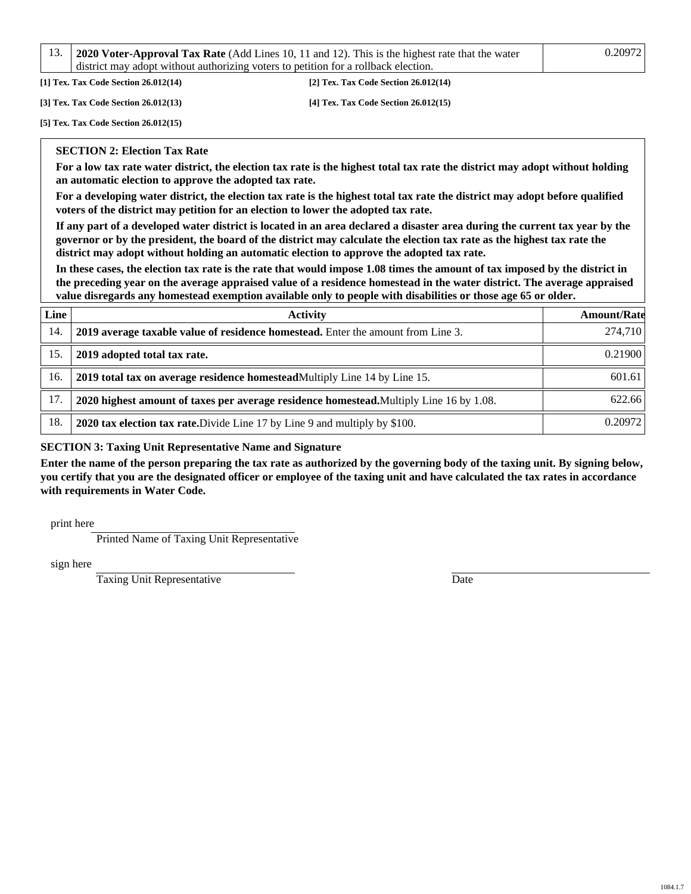| | | |
|---|---|---|
| 13. | **2020 Voter-Approval Tax Rate** (Add Lines 10, 11 and 12). This is the highest rate that the water district may adopt without authorizing voters to petition for a rollback election. | 0.20972 |

**[1] Tex. Tax Code Section 26.012(14)**

**[2] Tex. Tax Code Section 26.012(14)**

**[3] Tex. Tax Code Section 26.012(13)**

**[4] Tex. Tax Code Section 26.012(15)**

**[5] Tex. Tax Code Section 26.012(15)**

**SECTION 2: Election Tax Rate**

**For a low tax rate water district, the election tax rate is the highest total tax rate the district may adopt without holding an automatic election to approve the adopted tax rate.**

**For a developing water district, the election tax rate is the highest total tax rate the district may adopt before qualified voters of the district may petition for an election to lower the adopted tax rate.**

**If any part of a developed water district is located in an area declared a disaster area during the current tax year by the governor or by the president, the board of the district may calculate the election tax rate as the highest tax rate the district may adopt without holding an automatic election to approve the adopted tax rate.**

**In these cases, the election tax rate is the rate that would impose 1.08 times the amount of tax imposed by the district in the preceding year on the average appraised value of a residence homestead in the water district. The average appraised value disregards any homestead exemption available only to people with disabilities or those age 65 or older.**

| Line | Activity | Amount/Rate |
|---|---|---|
| 14. | **2019 average taxable value of residence homestead.** Enter the amount from Line 3. | 274,710 |
| 15. | **2019 adopted total tax rate.** | 0.21900 |
| 16. | **2019 total tax on average residence homestead** Multiply Line 14 by Line 15. | 601.61 |
| 17. | **2020 highest amount of taxes per average residence homestead.** Multiply Line 16 by 1.08. | 622.66 |
| 18. | **2020 tax election tax rate.** Divide Line 17 by Line 9 and multiply by $100. | 0.20972 |

**SECTION 3: Taxing Unit Representative Name and Signature**

**Enter the name of the person preparing the tax rate as authorized by the governing body of the taxing unit. By signing below, you certify that you are the designated officer or employee of the taxing unit and have calculated the tax rates in accordance with requirements in Water Code.**

print here ______________________________
Printed Name of Taxing Unit Representative

sign here ______________________________ ______________________________
Taxing Unit Representative Date

1084.1.7